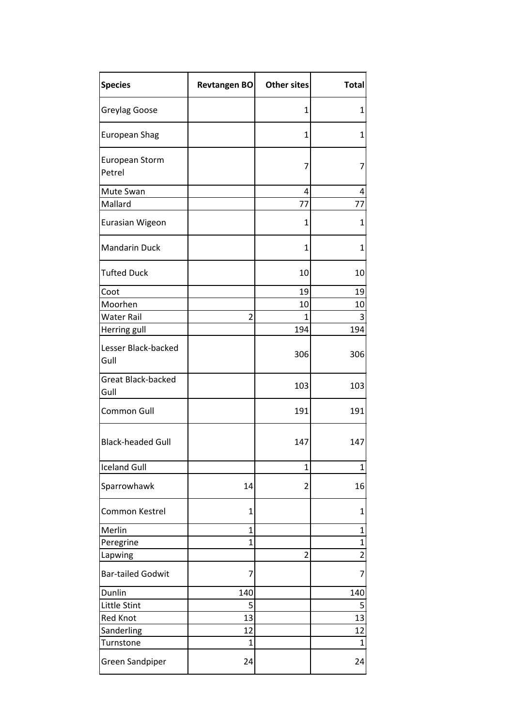| Species | Revtangen BO | Other sites | Total |
| --- | --- | --- | --- |
| Greylag Goose | | 1 | 1 |
| European Shag | | 1 | 1 |
| European Storm Petrel | | 7 | 7 |
| Mute Swan | | 4 | 4 |
| Mallard | | 77 | 77 |
| Eurasian Wigeon | | 1 | 1 |
| Mandarin Duck | | 1 | 1 |
| Tufted Duck | | 10 | 10 |
| Coot | | 19 | 19 |
| Moorhen | | 10 | 10 |
| Water Rail | 2 | 1 | 3 |
| Herring gull | | 194 | 194 |
| Lesser Black-backed Gull | | 306 | 306 |
| Great Black-backed Gull | | 103 | 103 |
| Common Gull | | 191 | 191 |
| Black-headed Gull | | 147 | 147 |
| Iceland Gull | | 1 | 1 |
| Sparrowhawk | 14 | 2 | 16 |
| Common Kestrel | 1 | | 1 |
| Merlin | 1 | | 1 |
| Peregrine | 1 | | 1 |
| Lapwing | | 2 | 2 |
| Bar-tailed Godwit | 7 | | 7 |
| Dunlin | 140 | | 140 |
| Little Stint | 5 | | 5 |
| Red Knot | 13 | | 13 |
| Sanderling | 12 | | 12 |
| Turnstone | 1 | | 1 |
| Green Sandpiper | 24 | | 24 |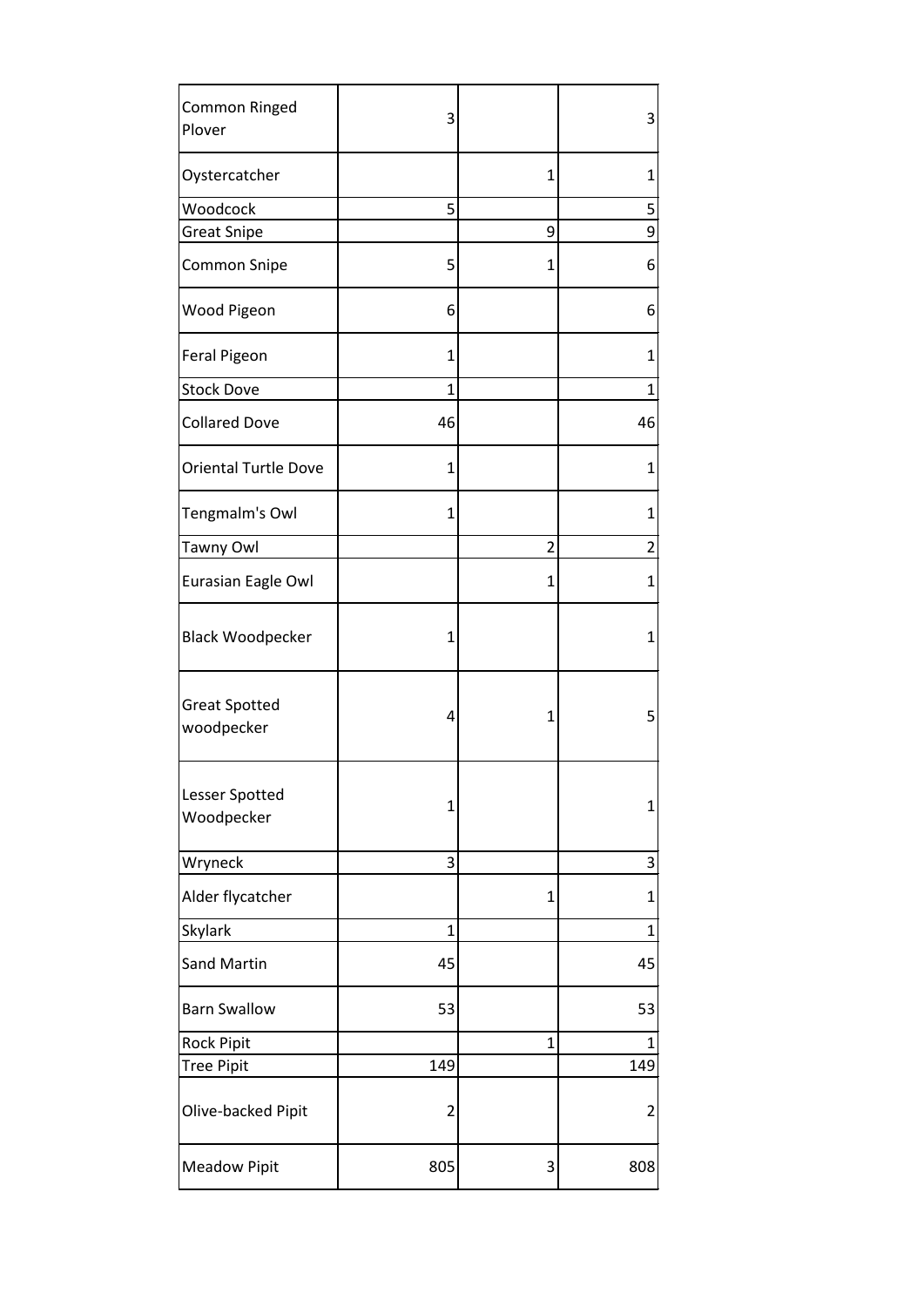| Common Ringed Plover | 3 | | 3 |
|---|---|---|---|
| Oystercatcher | | 1 | 1 |
| Woodcock | 5 | | 5 |
| Great Snipe | | 9 | 9 |
| Common Snipe | 5 | 1 | 6 |
| Wood Pigeon | 6 | | 6 |
| Feral Pigeon | 1 | | 1 |
| Stock Dove | 1 | | 1 |
| Collared Dove | 46 | | 46 |
| Oriental Turtle Dove | 1 | | 1 |
| Tengmalm's Owl | 1 | | 1 |
| Tawny Owl | | 2 | 2 |
| Eurasian Eagle Owl | | 1 | 1 |
| Black Woodpecker | 1 | | 1 |
| Great Spotted woodpecker | 4 | 1 | 5 |
| Lesser Spotted Woodpecker | 1 | | 1 |
| Wryneck | 3 | | 3 |
| Alder flycatcher | | 1 | 1 |
| Skylark | 1 | | 1 |
| Sand Martin | 45 | | 45 |
| Barn Swallow | 53 | | 53 |
| Rock Pipit | | 1 | 1 |
| Tree Pipit | 149 | | 149 |
| Olive-backed Pipit | 2 | | 2 |
| Meadow Pipit | 805 | 3 | 808 |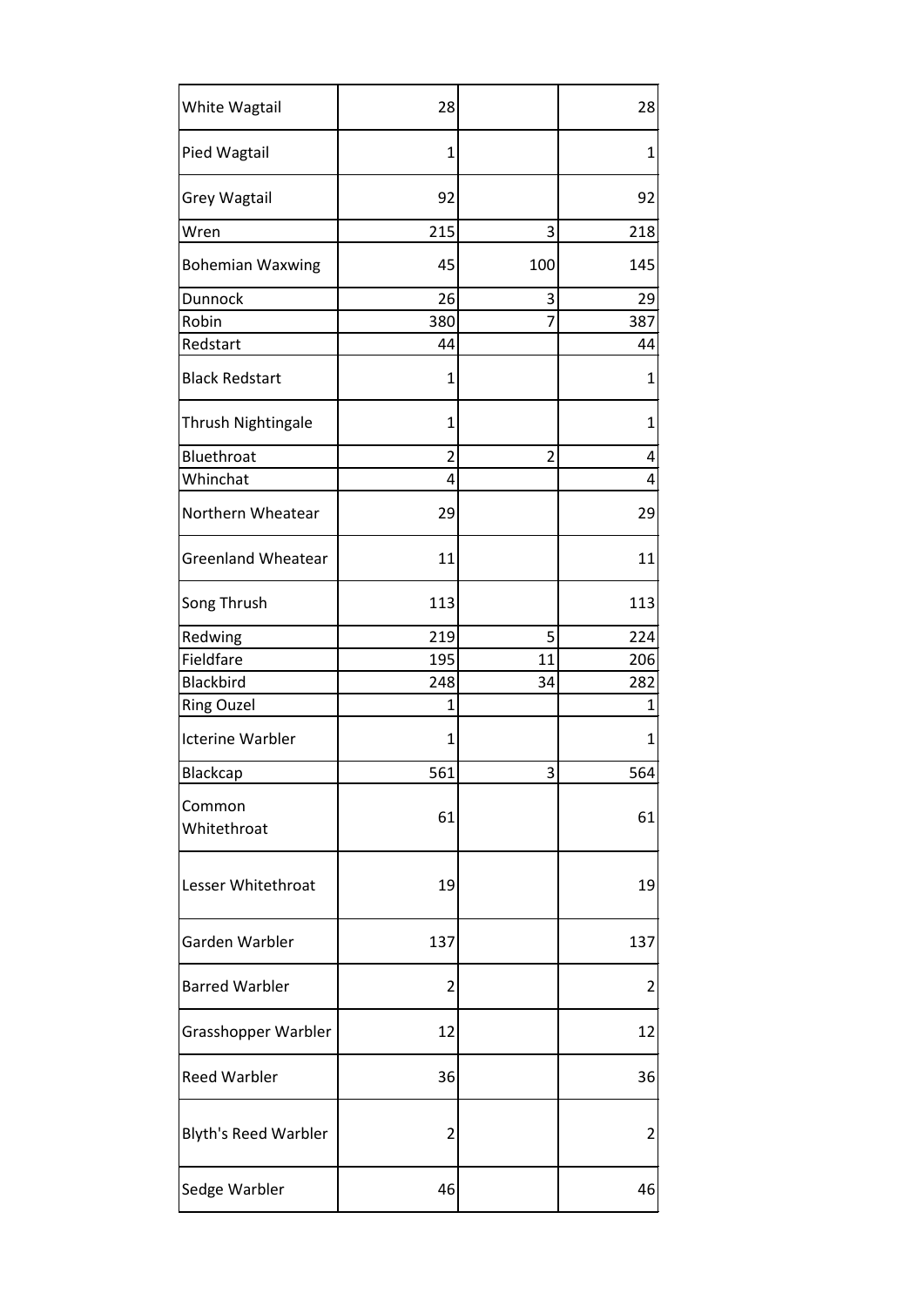| | | | |
|---|---|---|---|
| White Wagtail | 28 | | 28 |
| Pied Wagtail | 1 | | 1 |
| Grey Wagtail | 92 | | 92 |
| Wren | 215 | 3 | 218 |
| Bohemian Waxwing | 45 | 100 | 145 |
| Dunnock | 26 | 3 | 29 |
| Robin | 380 | 7 | 387 |
| Redstart | 44 | | 44 |
| Black Redstart | 1 | | 1 |
| Thrush Nightingale | 1 | | 1 |
| Bluethroat | 2 | 2 | 4 |
| Whinchat | 4 | | 4 |
| Northern Wheatear | 29 | | 29 |
| Greenland Wheatear | 11 | | 11 |
| Song Thrush | 113 | | 113 |
| Redwing | 219 | 5 | 224 |
| Fieldfare | 195 | 11 | 206 |
| Blackbird | 248 | 34 | 282 |
| Ring Ouzel | 1 | | 1 |
| Icterine Warbler | 1 | | 1 |
| Blackcap | 561 | 3 | 564 |
| Common Whitethroat | 61 | | 61 |
| Lesser Whitethroat | 19 | | 19 |
| Garden Warbler | 137 | | 137 |
| Barred Warbler | 2 | | 2 |
| Grasshopper Warbler | 12 | | 12 |
| Reed Warbler | 36 | | 36 |
| Blyth's Reed Warbler | 2 | | 2 |
| Sedge Warbler | 46 | | 46 |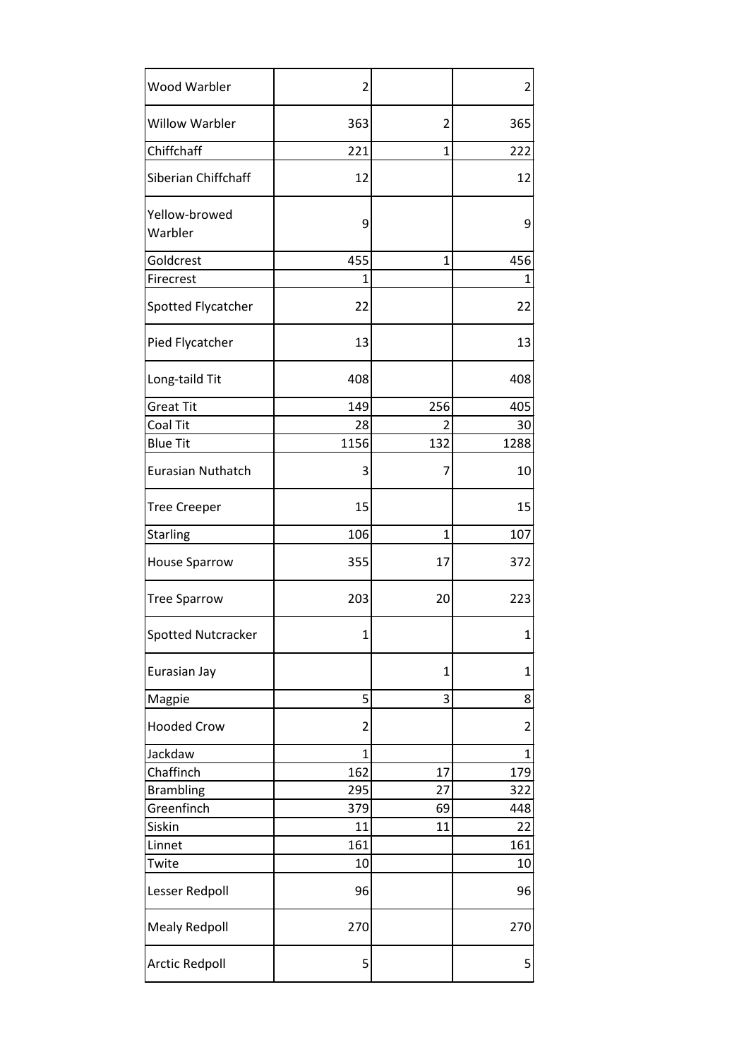| | | | |
|---|---|---|---|
| Wood Warbler | 2 | | 2 |
| Willow Warbler | 363 | 2 | 365 |
| Chiffchaff | 221 | 1 | 222 |
| Siberian Chiffchaff | 12 | | 12 |
| Yellow-browed Warbler | 9 | | 9 |
| Goldcrest | 455 | 1 | 456 |
| Firecrest | 1 | | 1 |
| Spotted Flycatcher | 22 | | 22 |
| Pied Flycatcher | 13 | | 13 |
| Long-taild Tit | 408 | | 408 |
| Great Tit | 149 | 256 | 405 |
| Coal Tit | 28 | 2 | 30 |
| Blue Tit | 1156 | 132 | 1288 |
| Eurasian Nuthatch | 3 | 7 | 10 |
| Tree Creeper | 15 | | 15 |
| Starling | 106 | 1 | 107 |
| House Sparrow | 355 | 17 | 372 |
| Tree Sparrow | 203 | 20 | 223 |
| Spotted Nutcracker | 1 | | 1 |
| Eurasian Jay | | 1 | 1 |
| Magpie | 5 | 3 | 8 |
| Hooded Crow | 2 | | 2 |
| Jackdaw | 1 | | 1 |
| Chaffinch | 162 | 17 | 179 |
| Brambling | 295 | 27 | 322 |
| Greenfinch | 379 | 69 | 448 |
| Siskin | 11 | 11 | 22 |
| Linnet | 161 | | 161 |
| Twite | 10 | | 10 |
| Lesser Redpoll | 96 | | 96 |
| Mealy Redpoll | 270 | | 270 |
| Arctic Redpoll | 5 | | 5 |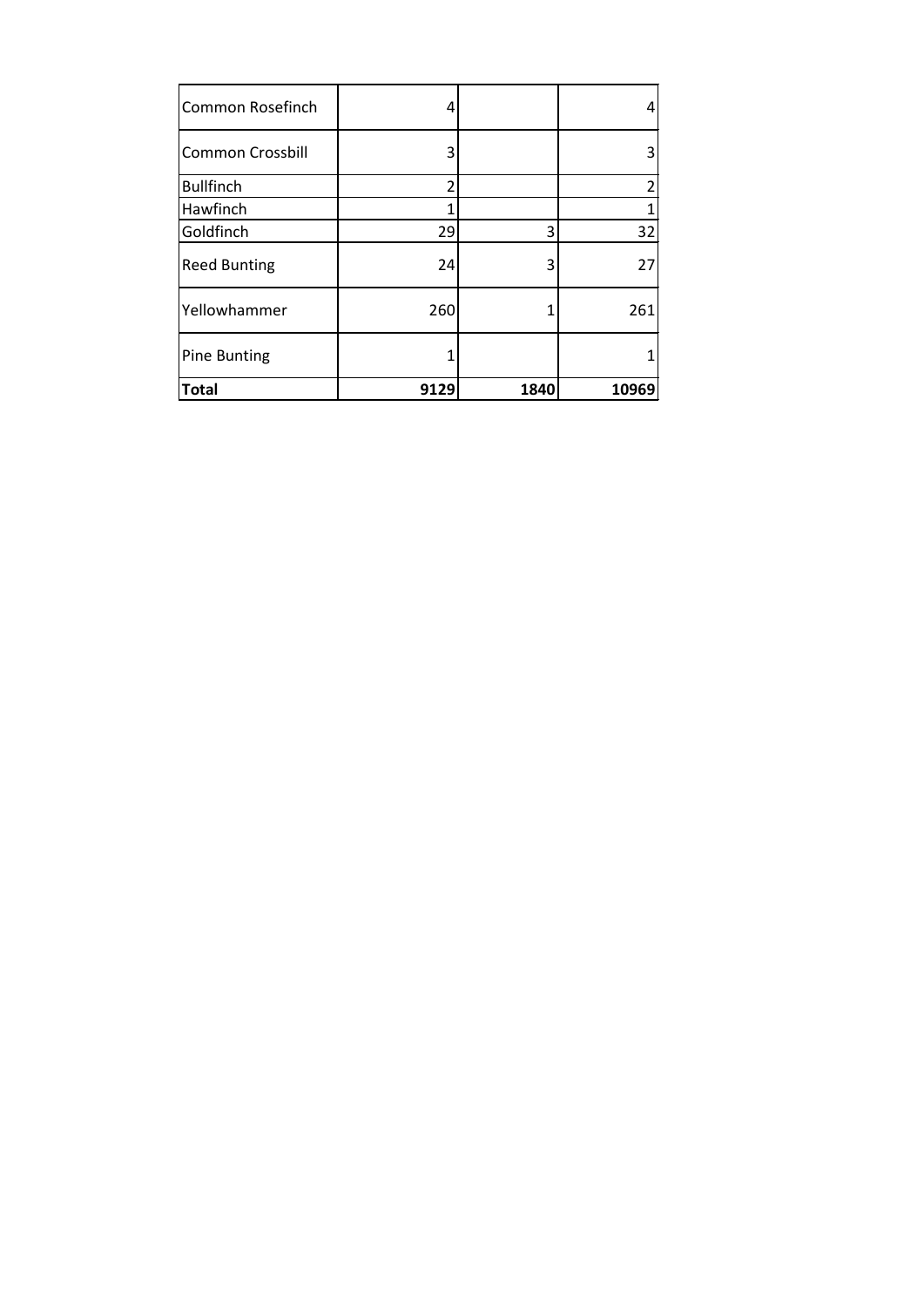| | | | |
|---|---|---|---|
| Common Rosefinch | 4 | | 4 |
| Common Crossbill | 3 | | 3 |
| Bullfinch | 2 | | 2 |
| Hawfinch | 1 | | 1 |
| Goldfinch | 29 | 3 | 32 |
| Reed Bunting | 24 | 3 | 27 |
| Yellowhammer | 260 | 1 | 261 |
| Pine Bunting | 1 | | 1 |
| **Total** | **9129** | **1840** | **10969** |